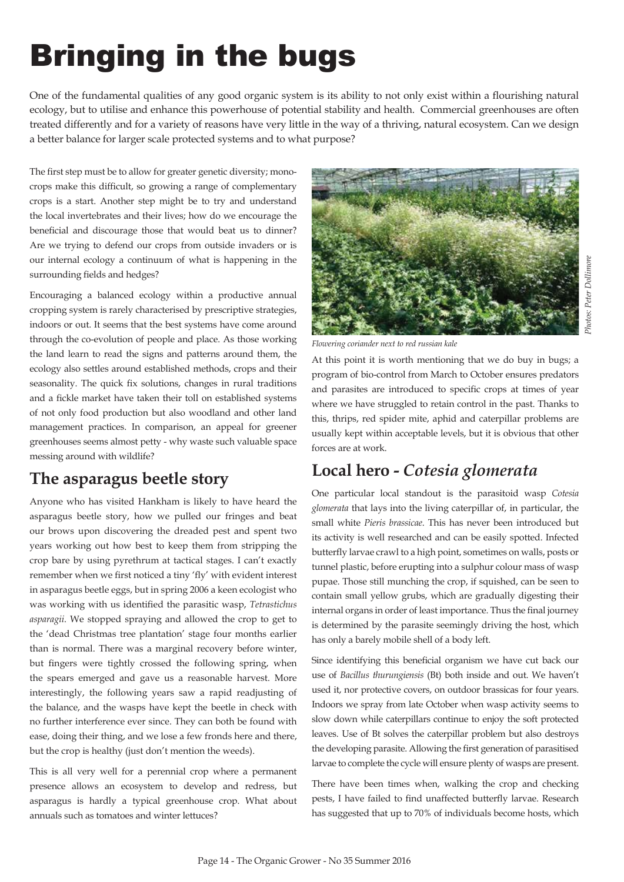# Bringing in the bugs

One of the fundamental qualities of any good organic system is its ability to not only exist within a flourishing natural ecology, but to utilise and enhance this powerhouse of potential stability and health. Commercial greenhouses are often treated differently and for a variety of reasons have very little in the way of a thriving, natural ecosystem. Can we design a better balance for larger scale protected systems and to what purpose?

The first step must be to allow for greater genetic diversity; monocrops make this difficult, so growing a range of complementary crops is a start. Another step might be to try and understand the local invertebrates and their lives; how do we encourage the beneficial and discourage those that would beat us to dinner? Are we trying to defend our crops from outside invaders or is our internal ecology a continuum of what is happening in the surrounding fields and hedges?

Encouraging a balanced ecology within a productive annual cropping system is rarely characterised by prescriptive strategies, indoors or out. It seems that the best systems have come around through the co-evolution of people and place. As those working the land learn to read the signs and patterns around them, the ecology also settles around established methods, crops and their seasonality. The quick fix solutions, changes in rural traditions and a fickle market have taken their toll on established systems of not only food production but also woodland and other land management practices. In comparison, an appeal for greener greenhouses seems almost petty - why waste such valuable space messing around with wildlife?

## The asparagus beetle story

Anyone who has visited Hankham is likely to have heard the asparagus beetle story, how we pulled our fringes and beat our brows upon discovering the dreaded pest and spent two years working out how best to keep them from stripping the crop bare by using pyrethrum at tactical stages. I can't exactly remember when we first noticed a tiny 'fly' with evident interest in asparagus beetle eggs, but in spring 2006 a keen ecologist who was working with us identified the parasitic wasp, *Tetrastichus asparagii*. We stopped spraying and allowed the crop to get to the 'dead Christmas tree plantation' stage four months earlier than is normal. There was a marginal recovery before winter, but fingers were tightly crossed the following spring, when the spears emerged and gave us a reasonable harvest. More interestingly, the following years saw a rapid readjusting of the balance, and the wasps have kept the beetle in check with no further interference ever since. They can both be found with ease, doing their thing, and we lose a few fronds here and there, but the crop is healthy (just don't mention the weeds).

This is all very well for a perennial crop where a permanent presence allows an ecosystem to develop and redress, but asparagus is hardly a typical greenhouse crop. What about annuals such as tomatoes and winter lettuces?

*Flowering coriander next to red russian kale*

*Photos: Peter Dollimore*

At this point it is worth mentioning that we do buy in bugs; a program of bio-control from March to October ensures predators and parasites are introduced to specific crops at times of year where we have struggled to retain control in the past. Thanks to this, thrips, red spider mite, aphid and caterpillar problems are usually kept within acceptable levels, but it is obvious that other forces are at work.

## Local hero - *Cotesia glomerata*

One particular local standout is the parasitoid wasp *Cotesia glomerata* that lays into the living caterpillar of, in particular, the small white *Pieris brassicae*. This has never been introduced but its activity is well researched and can be easily spotted. Infected butterfly larvae crawl to a high point, sometimes on walls, posts or tunnel plastic, before erupting into a sulphur colour mass of wasp pupae. Those still munching the crop, if squished, can be seen to contain small yellow grubs, which are gradually digesting their internal organs in order of least importance. Thus the final journey is determined by the parasite seemingly driving the host, which has only a barely mobile shell of a body left.

Since identifying this beneficial organism we have cut back our use of *Bacillus thurungiensis* (Bt) both inside and out. We haven't used it, nor protective covers, on outdoor brassicas for four years. Indoors we spray from late October when wasp activity seems to slow down while caterpillars continue to enjoy the soft protected leaves. Use of Bt solves the caterpillar problem but also destroys the developing parasite. Allowing the first generation of parasitised larvae to complete the cycle will ensure plenty of wasps are present.

There have been times when, walking the crop and checking pests, I have failed to find unaffected butterfly larvae. Research has suggested that up to 70% of individuals become hosts, which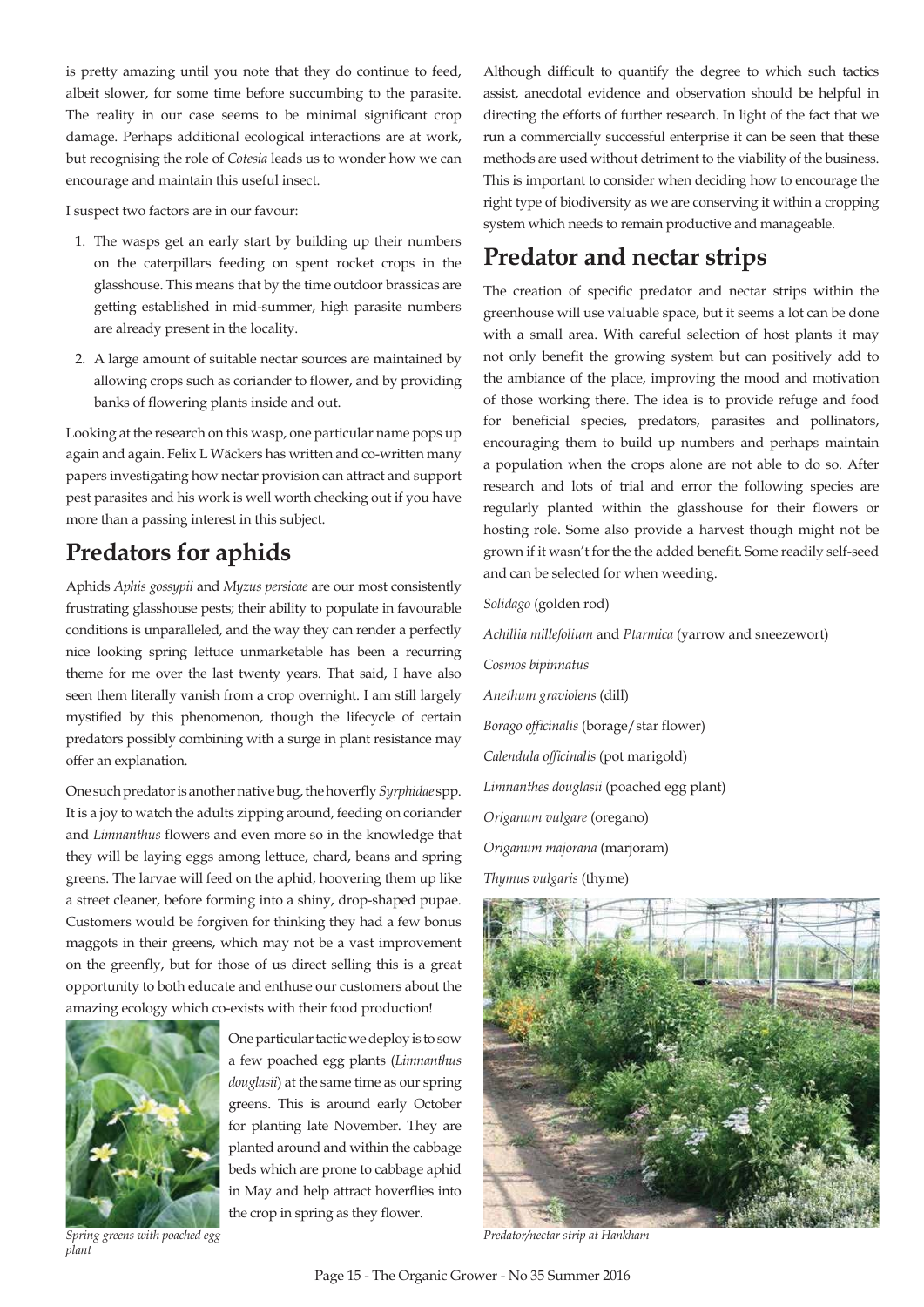is pretty amazing until you note that they do continue to feed, albeit slower, for some time before succumbing to the parasite. The reality in our case seems to be minimal significant crop damage. Perhaps additional ecological interactions are at work, but recognising the role of *Cotesia* leads us to wonder how we can encourage and maintain this useful insect.

I suspect two factors are in our favour:

1. The wasps get an early start by building up their numbers on the caterpillars feeding on spent rocket crops in the glasshouse. This means that by the time outdoor brassicas are getting established in mid-summer, high parasite numbers are already present in the locality.
2. A large amount of suitable nectar sources are maintained by allowing crops such as coriander to flower, and by providing banks of flowering plants inside and out.

Looking at the research on this wasp, one particular name pops up again and again. Felix L Wäckers has written and co-written many papers investigating how nectar provision can attract and support pest parasites and his work is well worth checking out if you have more than a passing interest in this subject.

## Predators for aphids

Aphids *Aphis gossypii* and *Myzus persicae* are our most consistently frustrating glasshouse pests; their ability to populate in favourable conditions is unparalleled, and the way they can render a perfectly nice looking spring lettuce unmarketable has been a recurring theme for me over the last twenty years. That said, I have also seen them literally vanish from a crop overnight. I am still largely mystified by this phenomenon, though the lifecycle of certain predators possibly combining with a surge in plant resistance may offer an explanation.

One such predator is another native bug, the hoverfly *Syrphidae* spp. It is a joy to watch the adults zipping around, feeding on coriander and *Limnanthus* flowers and even more so in the knowledge that they will be laying eggs among lettuce, chard, beans and spring greens. The larvae will feed on the aphid, hoovering them up like a street cleaner, before forming into a shiny, drop-shaped pupae. Customers would be forgiven for thinking they had a few bonus maggots in their greens, which may not be a vast improvement on the greenfly, but for those of us direct selling this is a great opportunity to both educate and enthuse our customers about the amazing ecology which co-exists with their food production!

*Spring greens with poached egg plant*

One particular tactic we deploy is to sow a few poached egg plants (*Limnanthus douglasii*) at the same time as our spring greens. This is around early October for planting late November. They are planted around and within the cabbage beds which are prone to cabbage aphid in May and help attract hoverflies into the crop in spring as they flower.

Although difficult to quantify the degree to which such tactics assist, anecdotal evidence and observation should be helpful in directing the efforts of further research. In light of the fact that we run a commercially successful enterprise it can be seen that these methods are used without detriment to the viability of the business. This is important to consider when deciding how to encourage the right type of biodiversity as we are conserving it within a cropping system which needs to remain productive and manageable.

## Predator and nectar strips

The creation of specific predator and nectar strips within the greenhouse will use valuable space, but it seems a lot can be done with a small area. With careful selection of host plants it may not only benefit the growing system but can positively add to the ambiance of the place, improving the mood and motivation of those working there. The idea is to provide refuge and food for beneficial species, predators, parasites and pollinators, encouraging them to build up numbers and perhaps maintain a population when the crops alone are not able to do so. After research and lots of trial and error the following species are regularly planted within the glasshouse for their flowers or hosting role. Some also provide a harvest though might not be grown if it wasn't for the the added benefit. Some readily self-seed and can be selected for when weeding.

*Solidago* (golden rod)

*Achillia millefolium* and *Ptarmica* (yarrow and sneezewort)

*Cosmos bipinnatus*

*Anethum graviolens* (dill)

*Borago officinalis* (borage/star flower)

*Calendula officinalis* (pot marigold)

*Limnanthes douglasii* (poached egg plant)

*Origanum vulgare* (oregano)

*Origanum majorana* (marjoram)

*Thymus vulgaris* (thyme)

*Predator/nectar strip at Hankham*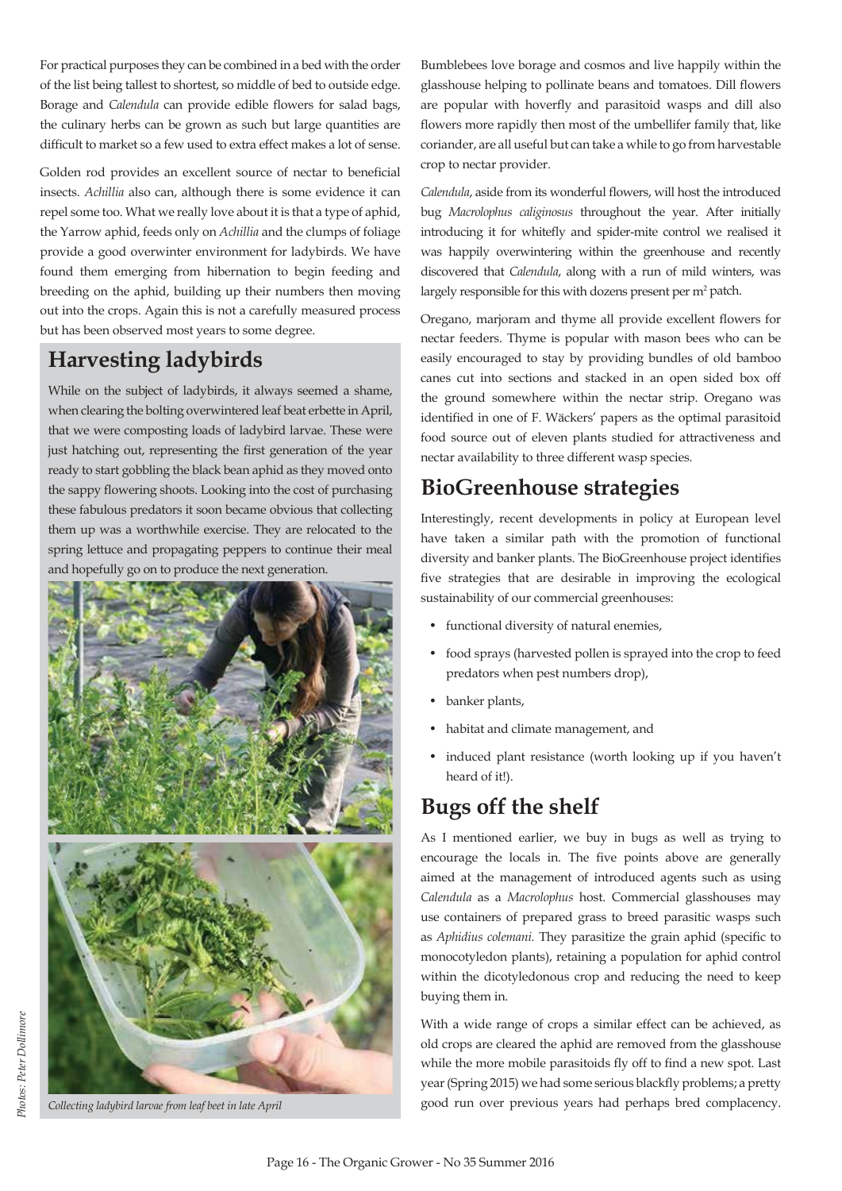For practical purposes they can be combined in a bed with the order of the list being tallest to shortest, so middle of bed to outside edge. Borage and *Calendula* can provide edible flowers for salad bags, the culinary herbs can be grown as such but large quantities are difficult to market so a few used to extra effect makes a lot of sense.

Golden rod provides an excellent source of nectar to beneficial insects. *Achillia* also can, although there is some evidence it can repel some too. What we really love about it is that a type of aphid, the Yarrow aphid, feeds only on *Achillia* and the clumps of foliage provide a good overwinter environment for ladybirds. We have found them emerging from hibernation to begin feeding and breeding on the aphid, building up their numbers then moving out into the crops. Again this is not a carefully measured process but has been observed most years to some degree.

## Harvesting ladybirds

While on the subject of ladybirds, it always seemed a shame, when clearing the bolting overwintered leaf beat erbette in April, that we were composting loads of ladybird larvae. These were just hatching out, representing the first generation of the year ready to start gobbling the black bean aphid as they moved onto the sappy flowering shoots. Looking into the cost of purchasing these fabulous predators it soon became obvious that collecting them up was a worthwhile exercise. They are relocated to the spring lettuce and propagating peppers to continue their meal and hopefully go on to produce the next generation.

*Collecting ladybird larvae from leaf beet in late April*

*Photos: Peter Dollimore*

Bumblebees love borage and cosmos and live happily within the glasshouse helping to pollinate beans and tomatoes. Dill flowers are popular with hoverfly and parasitoid wasps and dill also flowers more rapidly then most of the umbellifer family that, like coriander, are all useful but can take a while to go from harvestable crop to nectar provider.

*Calendula*, aside from its wonderful flowers, will host the introduced bug *Macrolophus caliginosus* throughout the year. After initially introducing it for whitefly and spider-mite control we realised it was happily overwintering within the greenhouse and recently discovered that *Calendula*, along with a run of mild winters, was largely responsible for this with dozens present per $m^2$ patch.

Oregano, marjoram and thyme all provide excellent flowers for nectar feeders. Thyme is popular with mason bees who can be easily encouraged to stay by providing bundles of old bamboo canes cut into sections and stacked in an open sided box off the ground somewhere within the nectar strip. Oregano was identified in one of F. Wäckers' papers as the optimal parasitoid food source out of eleven plants studied for attractiveness and nectar availability to three different wasp species.

## BioGreenhouse strategies

Interestingly, recent developments in policy at European level have taken a similar path with the promotion of functional diversity and banker plants. The BioGreenhouse project identifies five strategies that are desirable in improving the ecological sustainability of our commercial greenhouses:

- functional diversity of natural enemies,
- food sprays (harvested pollen is sprayed into the crop to feed predators when pest numbers drop),
- banker plants,
- habitat and climate management, and
- induced plant resistance (worth looking up if you haven't heard of it!).

## Bugs off the shelf

As I mentioned earlier, we buy in bugs as well as trying to encourage the locals in. The five points above are generally aimed at the management of introduced agents such as using *Calendula* as a *Macrolophus* host. Commercial glasshouses may use containers of prepared grass to breed parasitic wasps such as *Aphidius colemani.* They parasitize the grain aphid (specific to monocotyledon plants), retaining a population for aphid control within the dicotyledonous crop and reducing the need to keep buying them in.

With a wide range of crops a similar effect can be achieved, as old crops are cleared the aphid are removed from the glasshouse while the more mobile parasitoids fly off to find a new spot. Last year (Spring 2015) we had some serious blackfly problems; a pretty good run over previous years had perhaps bred complacency.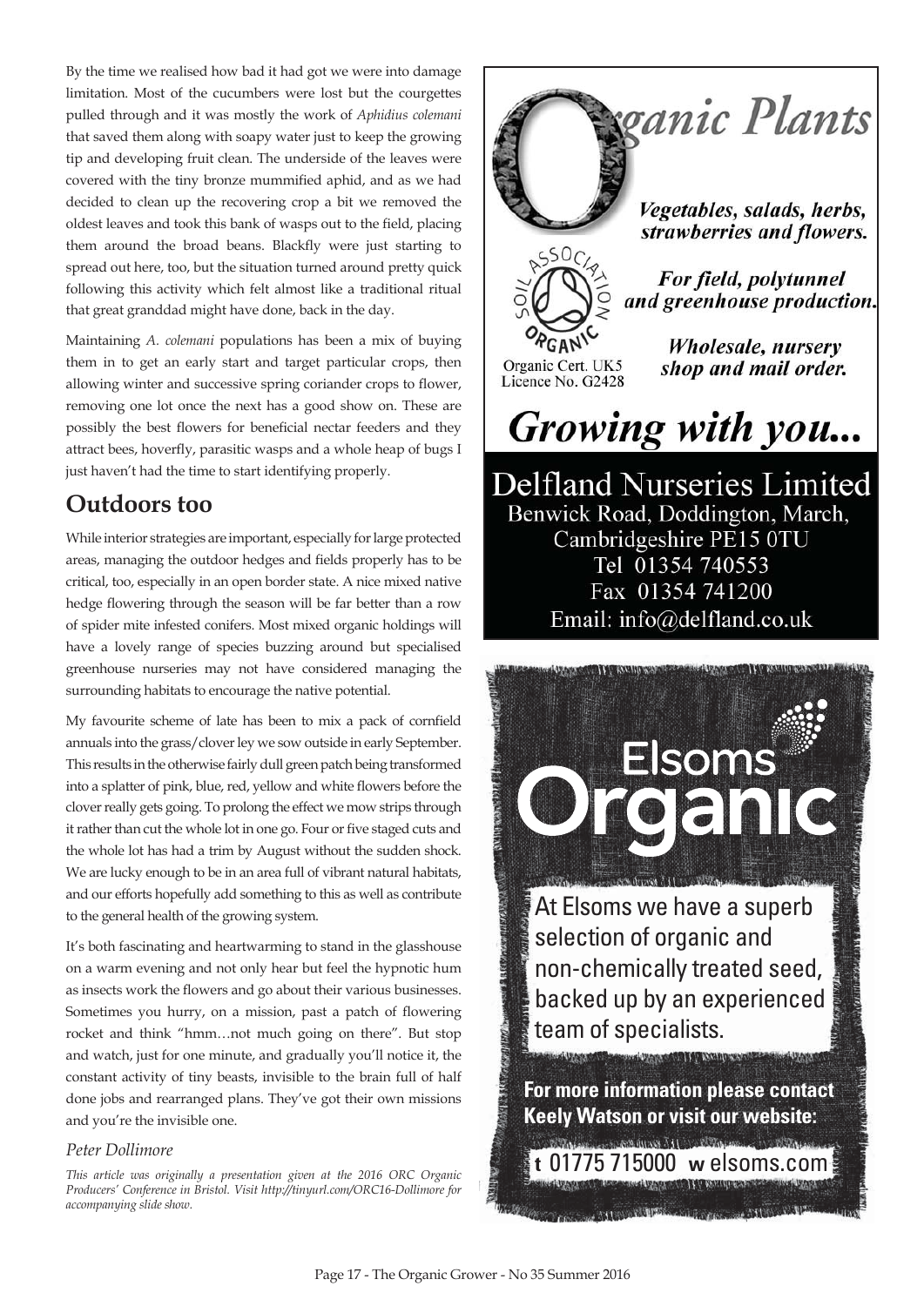By the time we realised how bad it had got we were into damage limitation. Most of the cucumbers were lost but the courgettes pulled through and it was mostly the work of *Aphidius colemani* that saved them along with soapy water just to keep the growing tip and developing fruit clean. The underside of the leaves were covered with the tiny bronze mummified aphid, and as we had decided to clean up the recovering crop a bit we removed the oldest leaves and took this bank of wasps out to the field, placing them around the broad beans. Blackfly were just starting to spread out here, too, but the situation turned around pretty quick following this activity which felt almost like a traditional ritual that great granddad might have done, back in the day.

Maintaining *A. colemani* populations has been a mix of buying them in to get an early start and target particular crops, then allowing winter and successive spring coriander crops to flower, removing one lot once the next has a good show on. These are possibly the best flowers for beneficial nectar feeders and they attract bees, hoverfly, parasitic wasps and a whole heap of bugs I just haven't had the time to start identifying properly.

## Outdoors too

While interior strategies are important, especially for large protected areas, managing the outdoor hedges and fields properly has to be critical, too, especially in an open border state. A nice mixed native hedge flowering through the season will be far better than a row of spider mite infested conifers. Most mixed organic holdings will have a lovely range of species buzzing around but specialised greenhouse nurseries may not have considered managing the surrounding habitats to encourage the native potential.

My favourite scheme of late has been to mix a pack of cornfield annuals into the grass/clover ley we sow outside in early September. This results in the otherwise fairly dull green patch being transformed into a splatter of pink, blue, red, yellow and white flowers before the clover really gets going. To prolong the effect we mow strips through it rather than cut the whole lot in one go. Four or five staged cuts and the whole lot has had a trim by August without the sudden shock. We are lucky enough to be in an area full of vibrant natural habitats, and our efforts hopefully add something to this as well as contribute to the general health of the growing system.

It's both fascinating and heartwarming to stand in the glasshouse on a warm evening and not only hear but feel the hypnotic hum as insects work the flowers and go about their various businesses. Sometimes you hurry, on a mission, past a patch of flowering rocket and think "hmm…not much going on there". But stop and watch, just for one minute, and gradually you'll notice it, the constant activity of tiny beasts, invisible to the brain full of half done jobs and rearranged plans. They've got their own missions and you're the invisible one.

*Peter Dollimore*

*This article was originally a presentation given at the 2016 ORC Organic Producers' Conference in Bristol. Visit http://tinyurl.com/ORC16-Dollimore for accompanying slide show.*

---

**Organic Plants**

*Vegetables, salads, herbs, strawberries and flowers.*

*For field, polytunnel and greenhouse production.*

*Wholesale, nursery shop and mail order.*

Soil Association Organic

Organic Cert. UK5
Licence No. G2428

*Growing with you...*

Delfland Nurseries Limited
Benwick Road, Doddington, March, Cambridgeshire PE15 0TU
Tel 01354 740553
Fax 01354 741200
Email: info@delfland.co.uk

---

**Elsoms Organic**

At Elsoms we have a superb selection of organic and non-chemically treated seed, backed up by an experienced team of specialists.

**For more information please contact Keely Watson or visit our website:**

**t** 01775 715000 **w** elsoms.com